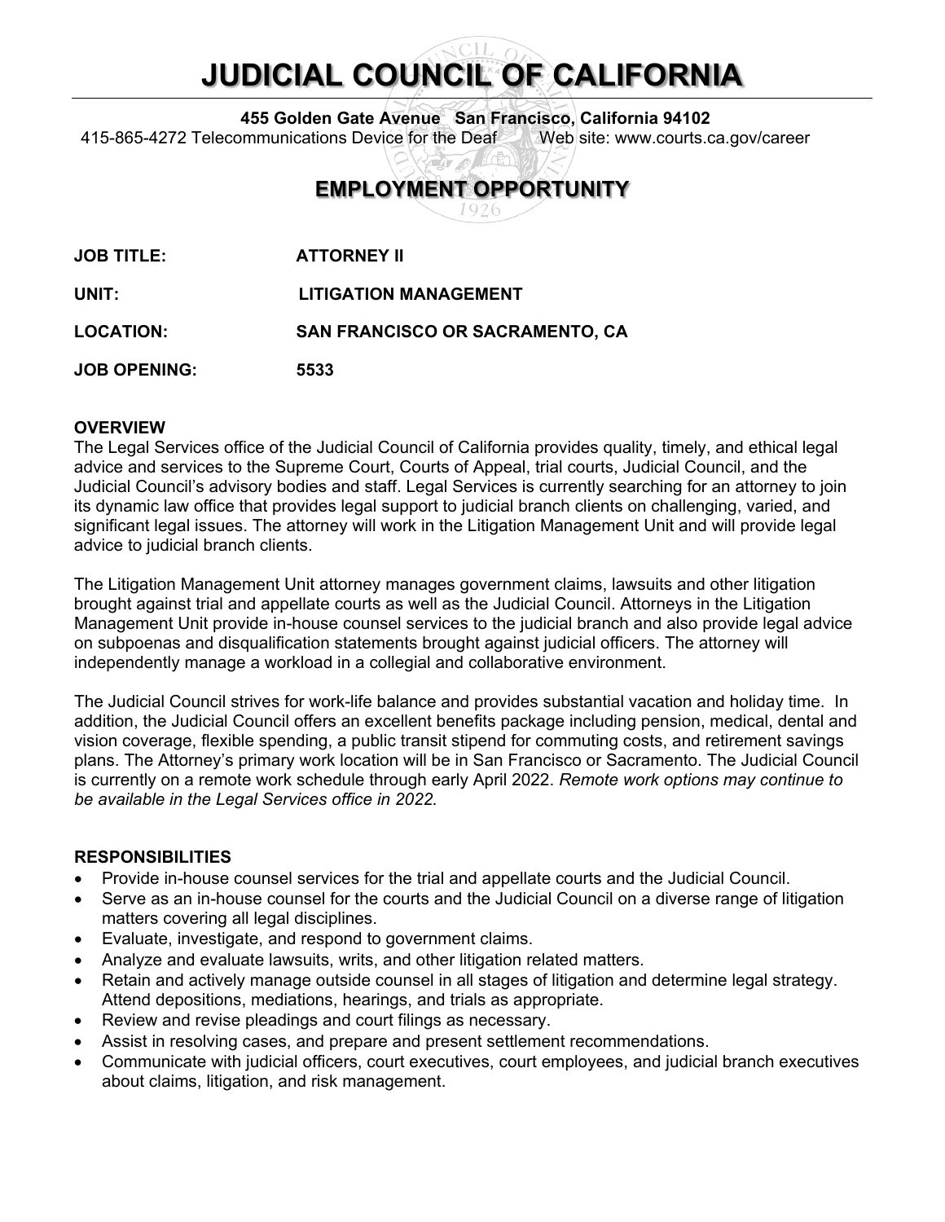# JUDICIAL COUNCIL OF CALIFORNIA

**455 Golden Gate Avenue San Francisco, California 94102**
415-865-4272 Telecommunications Device for the Deaf Web site: www.courts.ca.gov/career

## EMPLOYMENT OPPORTUNITY

**JOB TITLE:** **ATTORNEY II**

**UNIT:** **LITIGATION MANAGEMENT**

**LOCATION:** **SAN FRANCISCO OR SACRAMENTO, CA**

**JOB OPENING:** **5533**

### OVERVIEW

The Legal Services office of the Judicial Council of California provides quality, timely, and ethical legal advice and services to the Supreme Court, Courts of Appeal, trial courts, Judicial Council, and the Judicial Council's advisory bodies and staff. Legal Services is currently searching for an attorney to join its dynamic law office that provides legal support to judicial branch clients on challenging, varied, and significant legal issues. The attorney will work in the Litigation Management Unit and will provide legal advice to judicial branch clients.

The Litigation Management Unit attorney manages government claims, lawsuits and other litigation brought against trial and appellate courts as well as the Judicial Council. Attorneys in the Litigation Management Unit provide in-house counsel services to the judicial branch and also provide legal advice on subpoenas and disqualification statements brought against judicial officers. The attorney will independently manage a workload in a collegial and collaborative environment.

The Judicial Council strives for work-life balance and provides substantial vacation and holiday time. In addition, the Judicial Council offers an excellent benefits package including pension, medical, dental and vision coverage, flexible spending, a public transit stipend for commuting costs, and retirement savings plans. The Attorney's primary work location will be in San Francisco or Sacramento. The Judicial Council is currently on a remote work schedule through early April 2022. *Remote work options may continue to be available in the Legal Services office in 2022.*

### RESPONSIBILITIES

- Provide in-house counsel services for the trial and appellate courts and the Judicial Council.
- Serve as an in-house counsel for the courts and the Judicial Council on a diverse range of litigation matters covering all legal disciplines.
- Evaluate, investigate, and respond to government claims.
- Analyze and evaluate lawsuits, writs, and other litigation related matters.
- Retain and actively manage outside counsel in all stages of litigation and determine legal strategy. Attend depositions, mediations, hearings, and trials as appropriate.
- Review and revise pleadings and court filings as necessary.
- Assist in resolving cases, and prepare and present settlement recommendations.
- Communicate with judicial officers, court executives, court employees, and judicial branch executives about claims, litigation, and risk management.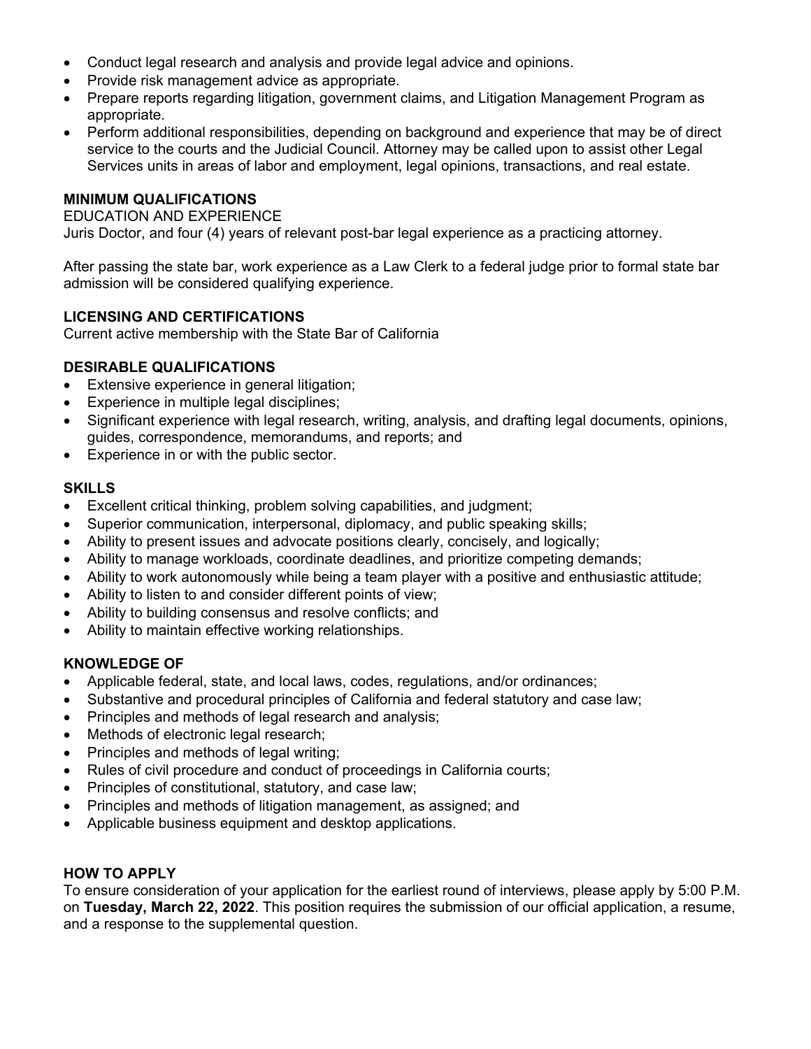- Conduct legal research and analysis and provide legal advice and opinions.
- Provide risk management advice as appropriate.
- Prepare reports regarding litigation, government claims, and Litigation Management Program as appropriate.
- Perform additional responsibilities, depending on background and experience that may be of direct service to the courts and the Judicial Council. Attorney may be called upon to assist other Legal Services units in areas of labor and employment, legal opinions, transactions, and real estate.

## MINIMUM QUALIFICATIONS

EDUCATION AND EXPERIENCE

Juris Doctor, and four (4) years of relevant post-bar legal experience as a practicing attorney.

After passing the state bar, work experience as a Law Clerk to a federal judge prior to formal state bar admission will be considered qualifying experience.

## LICENSING AND CERTIFICATIONS

Current active membership with the State Bar of California

## DESIRABLE QUALIFICATIONS

- Extensive experience in general litigation;
- Experience in multiple legal disciplines;
- Significant experience with legal research, writing, analysis, and drafting legal documents, opinions, guides, correspondence, memorandums, and reports; and
- Experience in or with the public sector.

## SKILLS

- Excellent critical thinking, problem solving capabilities, and judgment;
- Superior communication, interpersonal, diplomacy, and public speaking skills;
- Ability to present issues and advocate positions clearly, concisely, and logically;
- Ability to manage workloads, coordinate deadlines, and prioritize competing demands;
- Ability to work autonomously while being a team player with a positive and enthusiastic attitude;
- Ability to listen to and consider different points of view;
- Ability to building consensus and resolve conflicts; and
- Ability to maintain effective working relationships.

## KNOWLEDGE OF

- Applicable federal, state, and local laws, codes, regulations, and/or ordinances;
- Substantive and procedural principles of California and federal statutory and case law;
- Principles and methods of legal research and analysis;
- Methods of electronic legal research;
- Principles and methods of legal writing;
- Rules of civil procedure and conduct of proceedings in California courts;
- Principles of constitutional, statutory, and case law;
- Principles and methods of litigation management, as assigned; and
- Applicable business equipment and desktop applications.

## HOW TO APPLY

To ensure consideration of your application for the earliest round of interviews, please apply by 5:00 P.M. on **Tuesday, March 22, 2022**. This position requires the submission of our official application, a resume, and a response to the supplemental question.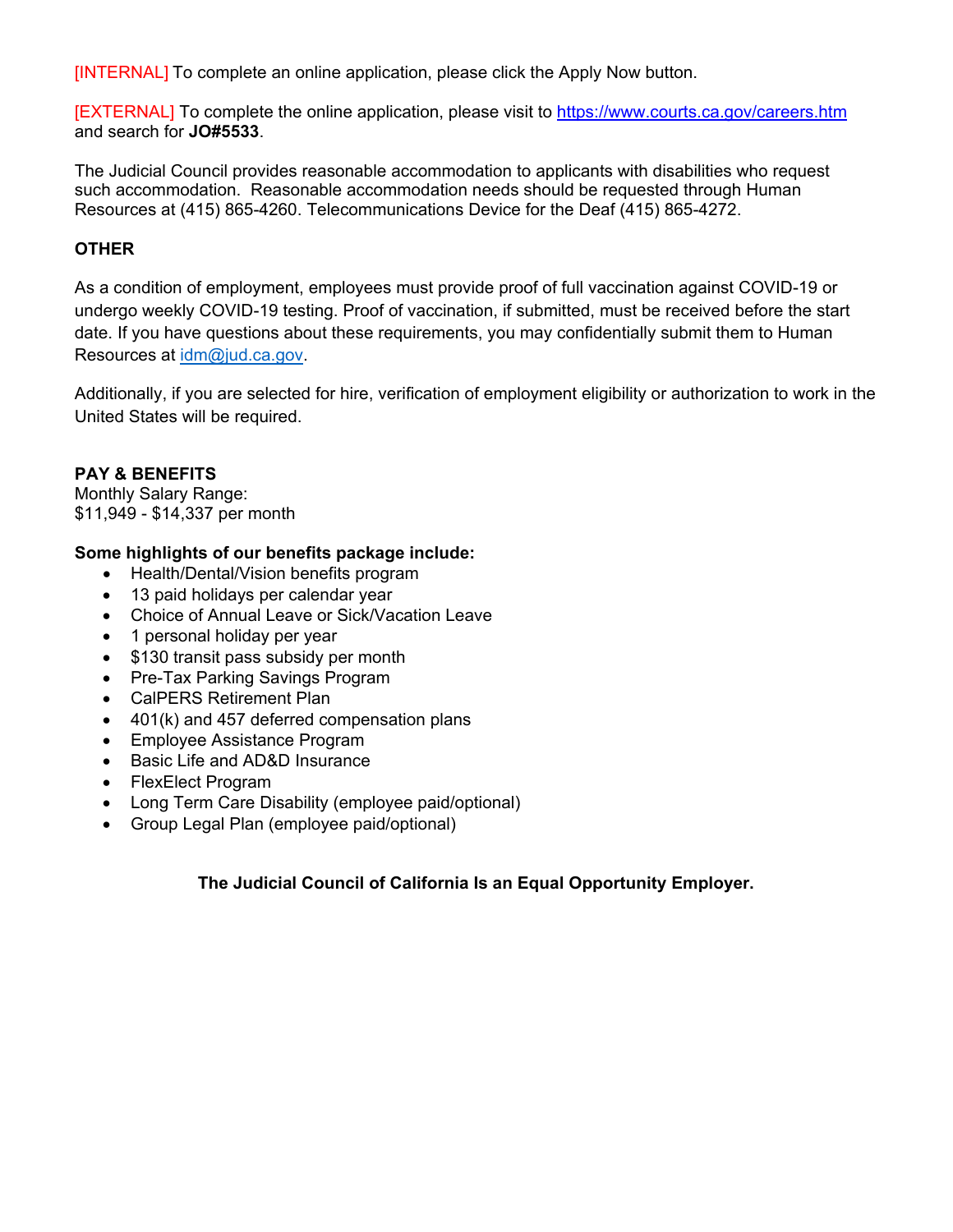[INTERNAL] To complete an online application, please click the Apply Now button.

[EXTERNAL] To complete the online application, please visit to [https://www.courts.ca.gov/careers.htm](https://www.courts.ca.gov/careers.htm) and search for **JO#5533**.

The Judicial Council provides reasonable accommodation to applicants with disabilities who request such accommodation. Reasonable accommodation needs should be requested through Human Resources at (415) 865-4260. Telecommunications Device for the Deaf (415) 865-4272.

**OTHER**

As a condition of employment, employees must provide proof of full vaccination against COVID-19 or undergo weekly COVID-19 testing. Proof of vaccination, if submitted, must be received before the start date. If you have questions about these requirements, you may confidentially submit them to Human Resources at [idm@jud.ca.gov](mailto:idm@jud.ca.gov).

Additionally, if you are selected for hire, verification of employment eligibility or authorization to work in the United States will be required.

**PAY & BENEFITS**

Monthly Salary Range:
$11,949 - $14,337 per month

**Some highlights of our benefits package include:**

- Health/Dental/Vision benefits program
- 13 paid holidays per calendar year
- Choice of Annual Leave or Sick/Vacation Leave
- 1 personal holiday per year
- $130 transit pass subsidy per month
- Pre-Tax Parking Savings Program
- CalPERS Retirement Plan
- 401(k) and 457 deferred compensation plans
- Employee Assistance Program
- Basic Life and AD&D Insurance
- FlexElect Program
- Long Term Care Disability (employee paid/optional)
- Group Legal Plan (employee paid/optional)

**The Judicial Council of California Is an Equal Opportunity Employer.**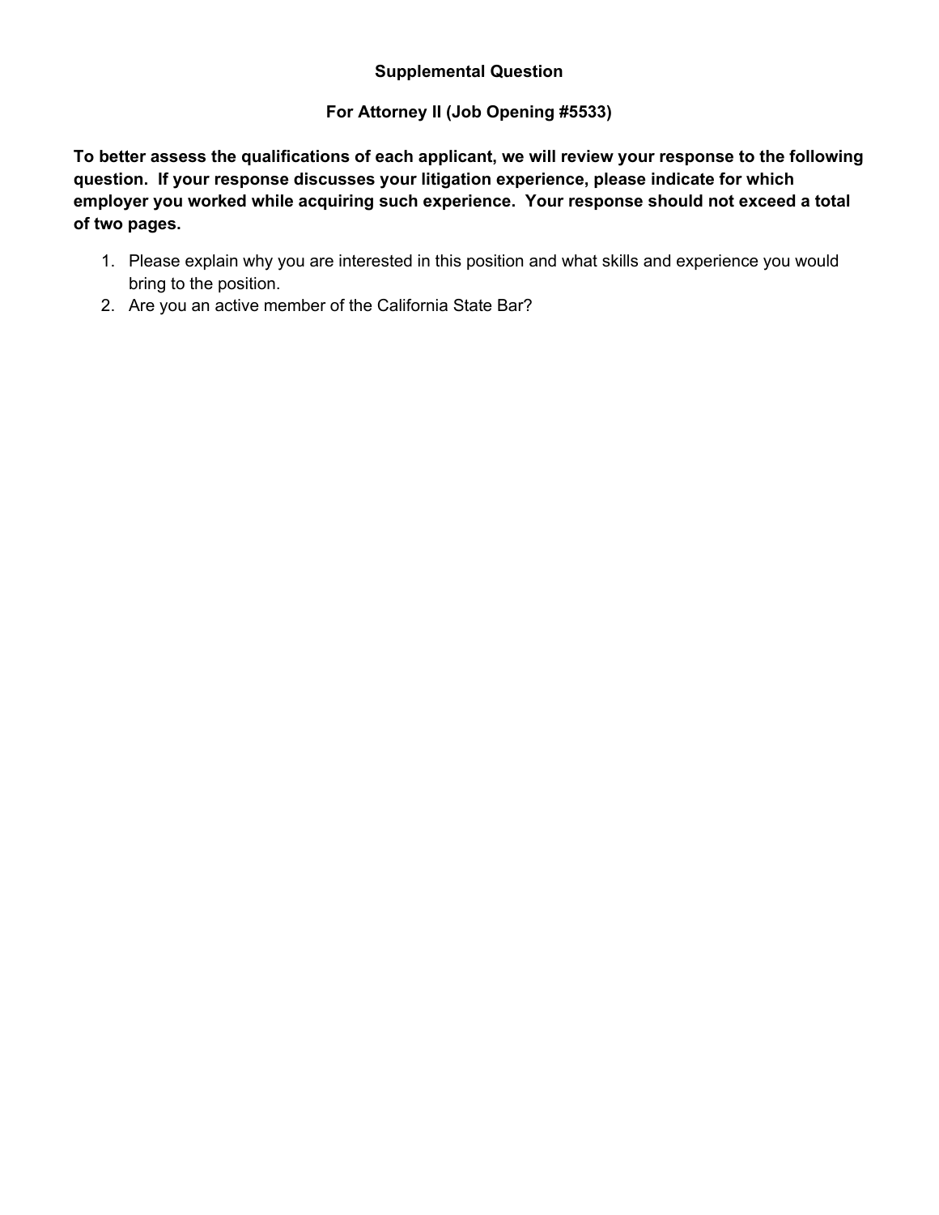## Supplemental Question

## For Attorney II (Job Opening #5533)

**To better assess the qualifications of each applicant, we will review your response to the following question. If your response discusses your litigation experience, please indicate for which employer you worked while acquiring such experience. Your response should not exceed a total of two pages.**

1. Please explain why you are interested in this position and what skills and experience you would bring to the position.
2. Are you an active member of the California State Bar?